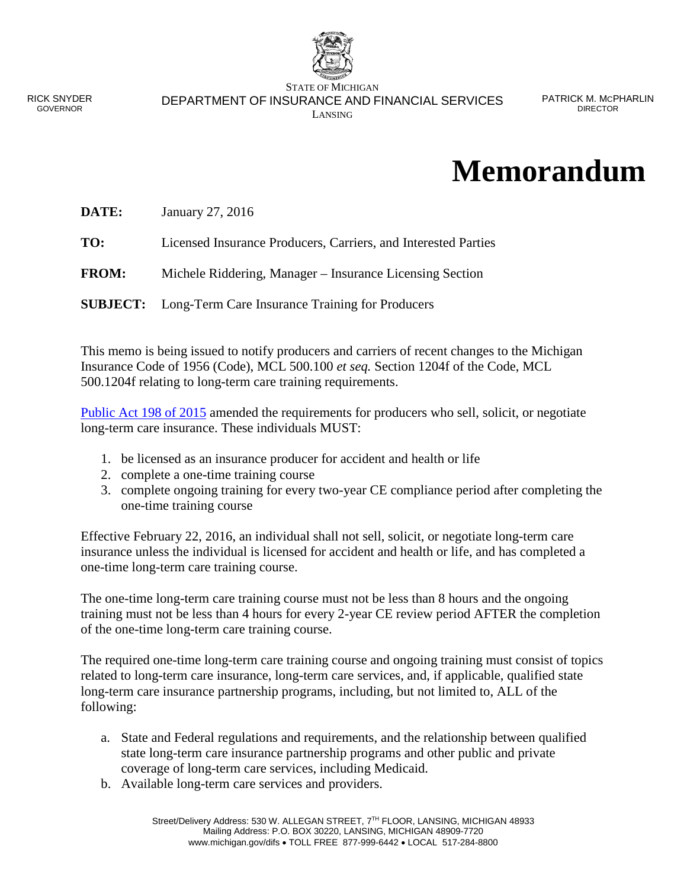STATE OF MICHIGAN
DEPARTMENT OF INSURANCE AND FINANCIAL SERVICES
LANSING

RICK SNYDER
GOVERNOR

PATRICK M. MCPHARLIN
DIRECTOR

# Memorandum

**DATE:** January 27, 2016

**TO:** Licensed Insurance Producers, Carriers, and Interested Parties

**FROM:** Michele Riddering, Manager – Insurance Licensing Section

**SUBJECT:** Long-Term Care Insurance Training for Producers

This memo is being issued to notify producers and carriers of recent changes to the Michigan Insurance Code of 1956 (Code), MCL 500.100 *et seq.* Section 1204f of the Code, MCL 500.1204f relating to long-term care training requirements.

Public Act 198 of 2015 amended the requirements for producers who sell, solicit, or negotiate long-term care insurance. These individuals MUST:

1. be licensed as an insurance producer for accident and health or life
2. complete a one-time training course
3. complete ongoing training for every two-year CE compliance period after completing the one-time training course

Effective February 22, 2016, an individual shall not sell, solicit, or negotiate long-term care insurance unless the individual is licensed for accident and health or life, and has completed a one-time long-term care training course.

The one-time long-term care training course must not be less than 8 hours and the ongoing training must not be less than 4 hours for every 2-year CE review period AFTER the completion of the one-time long-term care training course.

The required one-time long-term care training course and ongoing training must consist of topics related to long-term care insurance, long-term care services, and, if applicable, qualified state long-term care insurance partnership programs, including, but not limited to, ALL of the following:

a. State and Federal regulations and requirements, and the relationship between qualified state long-term care insurance partnership programs and other public and private coverage of long-term care services, including Medicaid.
b. Available long-term care services and providers.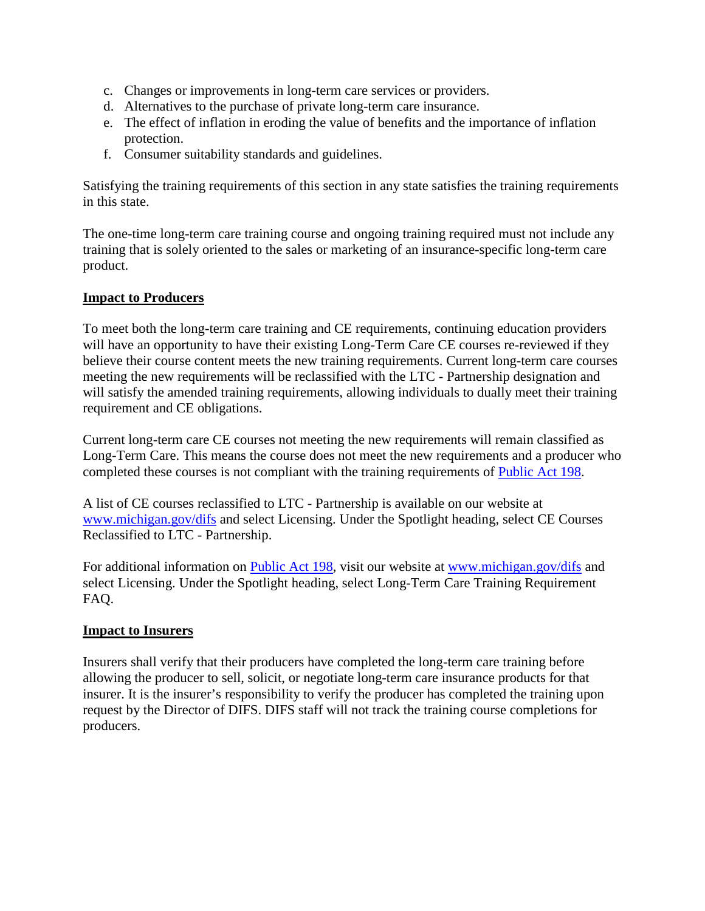c. Changes or improvements in long-term care services or providers.
d. Alternatives to the purchase of private long-term care insurance.
e. The effect of inflation in eroding the value of benefits and the importance of inflation protection.
f. Consumer suitability standards and guidelines.

Satisfying the training requirements of this section in any state satisfies the training requirements in this state.

The one-time long-term care training course and ongoing training required must not include any training that is solely oriented to the sales or marketing of an insurance-specific long-term care product.

**Impact to Producers**

To meet both the long-term care training and CE requirements, continuing education providers will have an opportunity to have their existing Long-Term Care CE courses re-reviewed if they believe their course content meets the new training requirements. Current long-term care courses meeting the new requirements will be reclassified with the LTC - Partnership designation and will satisfy the amended training requirements, allowing individuals to dually meet their training requirement and CE obligations.

Current long-term care CE courses not meeting the new requirements will remain classified as Long-Term Care. This means the course does not meet the new requirements and a producer who completed these courses is not compliant with the training requirements of Public Act 198.

A list of CE courses reclassified to LTC - Partnership is available on our website at www.michigan.gov/difs and select Licensing. Under the Spotlight heading, select CE Courses Reclassified to LTC - Partnership.

For additional information on Public Act 198, visit our website at www.michigan.gov/difs and select Licensing. Under the Spotlight heading, select Long-Term Care Training Requirement FAQ.

**Impact to Insurers**

Insurers shall verify that their producers have completed the long-term care training before allowing the producer to sell, solicit, or negotiate long-term care insurance products for that insurer. It is the insurer's responsibility to verify the producer has completed the training upon request by the Director of DIFS. DIFS staff will not track the training course completions for producers.